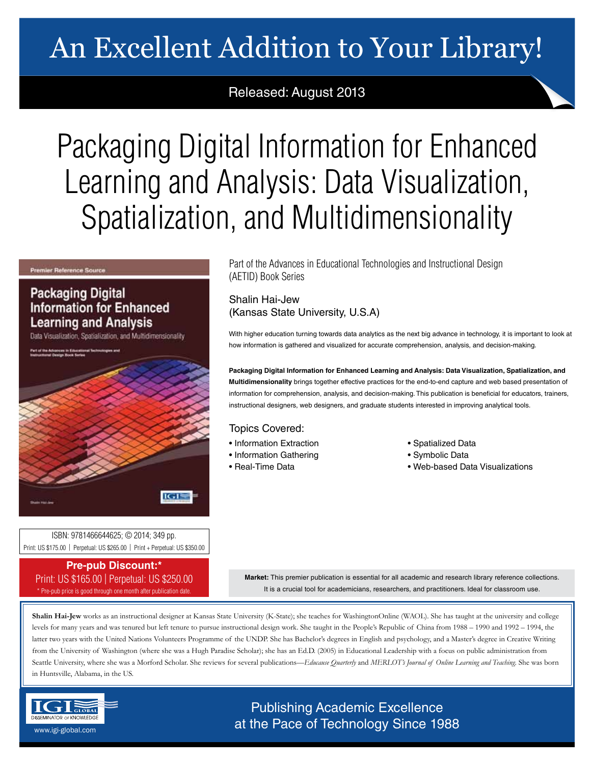# An Excellent Addition to Your Library!

Released: August 2013

# Packaging Digital Information for Enhanced Learning and Analysis: Data Visualization, Spatialization, and Multidimensionality

ISBN: 9781466644625; © 2014; 349 pp.

Print: US $175.00 | Perpetual: US $265.00 | Print + Perpetual: US $350.00

**Pre-pub Discount:***

Print: US $165.00 | Perpetual: US $250.00

* Pre-pub price is good through one month after publication date.

Part of the Advances in Educational Technologies and Instructional Design (AETID) Book Series

Shalin Hai-Jew
(Kansas State University, U.S.A)

With higher education turning towards data analytics as the next big advance in technology, it is important to look at how information is gathered and visualized for accurate comprehension, analysis, and decision-making.

**Packaging Digital Information for Enhanced Learning and Analysis: Data Visualization, Spatialization, and Multidimensionality** brings together effective practices for the end-to-end capture and web based presentation of information for comprehension, analysis, and decision-making. This publication is beneficial for educators, trainers, instructional designers, web designers, and graduate students interested in improving analytical tools.

## Topics Covered:

- Information Extraction
- Information Gathering
- Real-Time Data
- Spatialized Data
- Symbolic Data
- Web-based Data Visualizations

**Market:** This premier publication is essential for all academic and research library reference collections. It is a crucial tool for academicians, researchers, and practitioners. Ideal for classroom use.

**Shalin Hai-Jew** works as an instructional designer at Kansas State University (K-State); she teaches for WashingtonOnline (WAOL). She has taught at the university and college levels for many years and was tenured but left tenure to pursue instructional design work. She taught in the People's Republic of China from 1988 – 1990 and 1992 – 1994, the latter two years with the United Nations Volunteers Programme of the UNDP. She has Bachelor's degrees in English and psychology, and a Master's degree in Creative Writing from the University of Washington (where she was a Hugh Paradise Scholar); she has an Ed.D. (2005) in Educational Leadership with a focus on public administration from Seattle University, where she was a Morford Scholar. She reviews for several publications—*Educause Quarterly* and *MERLOT's Journal of Online Learning and Teaching*. She was born in Huntsville, Alabama, in the US.

IGI Global — Disseminator of Knowledge
www.igi-global.com

Publishing Academic Excellence at the Pace of Technology Since 1988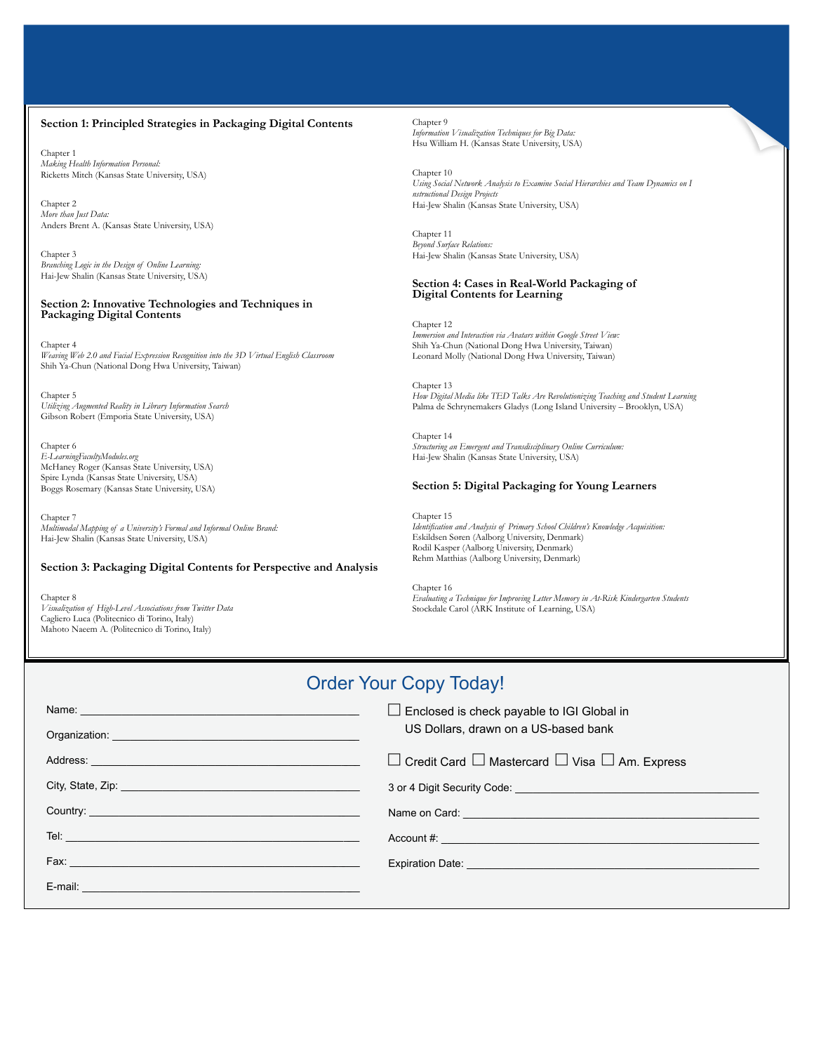## Section 1: Principled Strategies in Packaging Digital Contents

Chapter 1
*Making Health Information Personal:*
Ricketts Mitch (Kansas State University, USA)

Chapter 2
*More than Just Data:*
Anders Brent A. (Kansas State University, USA)

Chapter 3
*Branching Logic in the Design of Online Learning:*
Hai-Jew Shalin (Kansas State University, USA)

## Section 2: Innovative Technologies and Techniques in Packaging Digital Contents

Chapter 4
*Weaving Web 2.0 and Facial Expression Recognition into the 3D Virtual English Classroom*
Shih Ya-Chun (National Dong Hwa University, Taiwan)

Chapter 5
*Utilizing Augmented Reality in Library Information Search*
Gibson Robert (Emporia State University, USA)

Chapter 6
*E-LearningFacultyModules.org*
McHaney Roger (Kansas State University, USA)
Spire Lynda (Kansas State University, USA)
Boggs Rosemary (Kansas State University, USA)

Chapter 7
*Multimodal Mapping of a University's Formal and Informal Online Brand:*
Hai-Jew Shalin (Kansas State University, USA)

## Section 3: Packaging Digital Contents for Perspective and Analysis

Chapter 8
*Visualization of High-Level Associations from Twitter Data*
Cagliero Luca (Politecnico di Torino, Italy)
Mahoto Naeem A. (Politecnico di Torino, Italy)

Chapter 9
*Information Visualization Techniques for Big Data:*
Hsu William H. (Kansas State University, USA)

Chapter 10
*Using Social Network Analysis to Examine Social Hierarchies and Team Dynamics on I nstructional Design Projects*
Hai-Jew Shalin (Kansas State University, USA)

Chapter 11
*Beyond Surface Relations:*
Hai-Jew Shalin (Kansas State University, USA)

## Section 4: Cases in Real-World Packaging of Digital Contents for Learning

Chapter 12
*Immersion and Interaction via Avatars within Google Street View:*
Shih Ya-Chun (National Dong Hwa University, Taiwan)
Leonard Molly (National Dong Hwa University, Taiwan)

Chapter 13
*How Digital Media like TED Talks Are Revolutionizing Teaching and Student Learning*
Palma de Schrynemakers Gladys (Long Island University – Brooklyn, USA)

Chapter 14
*Structuring an Emergent and Transdisciplinary Online Curriculum:*
Hai-Jew Shalin (Kansas State University, USA)

## Section 5: Digital Packaging for Young Learners

Chapter 15
*Identification and Analysis of Primary School Children's Knowledge Acquisition:*
Eskildsen Søren (Aalborg University, Denmark)
Rodil Kasper (Aalborg University, Denmark)
Rehm Matthias (Aalborg University, Denmark)

Chapter 16
*Evaluating a Technique for Improving Letter Memory in At-Risk Kindergarten Students*
Stockdale Carol (ARK Institute of Learning, USA)

## Order Your Copy Today!

Name: ____________________

Organization: ____________________

Address: ____________________

City, State, Zip: ____________________

Country: ____________________

Tel: ____________________

Fax: ____________________

E-mail: ____________________

☐ Enclosed is check payable to IGI Global in US Dollars, drawn on a US-based bank

☐ Credit Card ☐ Mastercard ☐ Visa ☐ Am. Express

3 or 4 Digit Security Code: ____________________

Name on Card: ____________________

Account #: ____________________

Expiration Date: ____________________